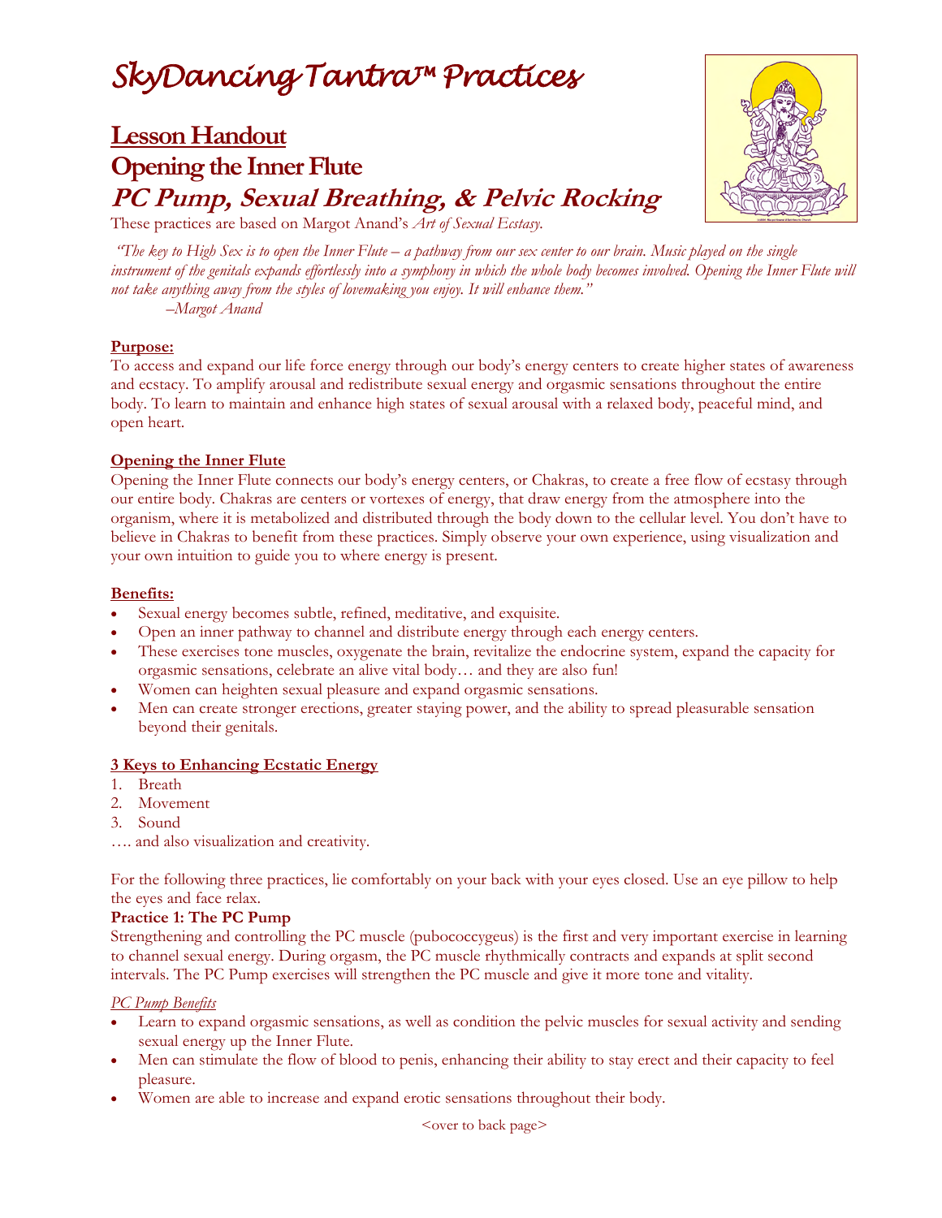# SkyDancing Tantra™ Practices

## Lesson Handout

## Opening the Inner Flute

## *PC Pump, Sexual Breathing, & Pelvic Rocking*

These practices are based on Margot Anand's *Art of Sexual Ecstasy.*

*"The key to High Sex is to open the Inner Flute – a pathway from our sex center to our brain. Music played on the single instrument of the genitals expands effortlessly into a symphony in which the whole body becomes involved. Opening the Inner Flute will not take anything away from the styles of lovemaking you enjoy. It will enhance them."*
*–Margot Anand*

**Purpose:**
To access and expand our life force energy through our body's energy centers to create higher states of awareness and ecstacy. To amplify arousal and redistribute sexual energy and orgasmic sensations throughout the entire body. To learn to maintain and enhance high states of sexual arousal with a relaxed body, peaceful mind, and open heart.

**Opening the Inner Flute**
Opening the Inner Flute connects our body's energy centers, or Chakras, to create a free flow of ecstasy through our entire body. Chakras are centers or vortexes of energy, that draw energy from the atmosphere into the organism, where it is metabolized and distributed through the body down to the cellular level. You don't have to believe in Chakras to benefit from these practices. Simply observe your own experience, using visualization and your own intuition to guide you to where energy is present.

**Benefits:**
- Sexual energy becomes subtle, refined, meditative, and exquisite.
- Open an inner pathway to channel and distribute energy through each energy centers.
- These exercises tone muscles, oxygenate the brain, revitalize the endocrine system, expand the capacity for orgasmic sensations, celebrate an alive vital body… and they are also fun!
- Women can heighten sexual pleasure and expand orgasmic sensations.
- Men can create stronger erections, greater staying power, and the ability to spread pleasurable sensation beyond their genitals.

**3 Keys to Enhancing Ecstatic Energy**
1. Breath
2. Movement
3. Sound

…. and also visualization and creativity.

For the following three practices, lie comfortably on your back with your eyes closed. Use an eye pillow to help the eyes and face relax.

**Practice 1: The PC Pump**
Strengthening and controlling the PC muscle (pubococcygeus) is the first and very important exercise in learning to channel sexual energy. During orgasm, the PC muscle rhythmically contracts and expands at split second intervals. The PC Pump exercises will strengthen the PC muscle and give it more tone and vitality.

*PC Pump Benefits*
- Learn to expand orgasmic sensations, as well as condition the pelvic muscles for sexual activity and sending sexual energy up the Inner Flute.
- Men can stimulate the flow of blood to penis, enhancing their ability to stay erect and their capacity to feel pleasure.
- Women are able to increase and expand erotic sensations throughout their body.

<over to back page>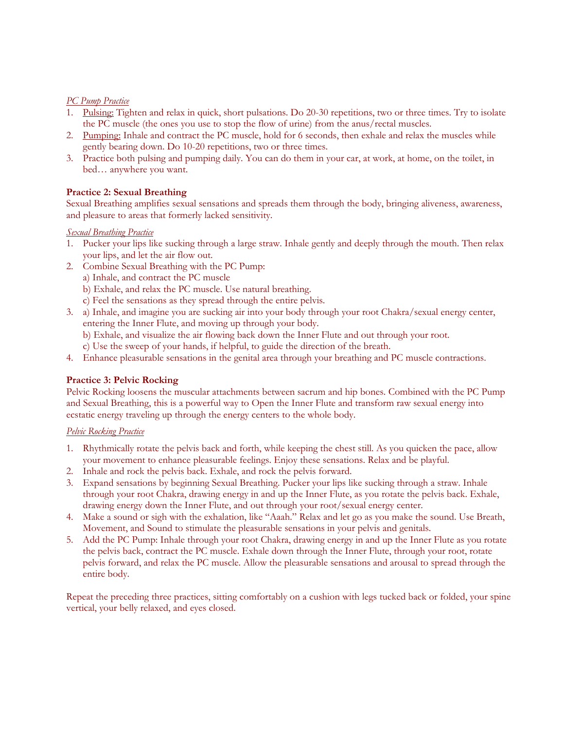*PC Pump Practice*

1. Pulsing: Tighten and relax in quick, short pulsations. Do 20-30 repetitions, two or three times. Try to isolate the PC muscle (the ones you use to stop the flow of urine) from the anus/rectal muscles.
2. Pumping: Inhale and contract the PC muscle, hold for 6 seconds, then exhale and relax the muscles while gently bearing down. Do 10-20 repetitions, two or three times.
3. Practice both pulsing and pumping daily. You can do them in your car, at work, at home, on the toilet, in bed… anywhere you want.

**Practice 2: Sexual Breathing**

Sexual Breathing amplifies sexual sensations and spreads them through the body, bringing aliveness, awareness, and pleasure to areas that formerly lacked sensitivity.

*Sexual Breathing Practice*

1. Pucker your lips like sucking through a large straw. Inhale gently and deeply through the mouth. Then relax your lips, and let the air flow out.
2. Combine Sexual Breathing with the PC Pump:
   a) Inhale, and contract the PC muscle
   b) Exhale, and relax the PC muscle. Use natural breathing.
   c) Feel the sensations as they spread through the entire pelvis.
3. a) Inhale, and imagine you are sucking air into your body through your root Chakra/sexual energy center, entering the Inner Flute, and moving up through your body.
   b) Exhale, and visualize the air flowing back down the Inner Flute and out through your root.
   c) Use the sweep of your hands, if helpful, to guide the direction of the breath.
4. Enhance pleasurable sensations in the genital area through your breathing and PC muscle contractions.

**Practice 3: Pelvic Rocking**

Pelvic Rocking loosens the muscular attachments between sacrum and hip bones. Combined with the PC Pump and Sexual Breathing, this is a powerful way to Open the Inner Flute and transform raw sexual energy into ecstatic energy traveling up through the energy centers to the whole body.

*Pelvic Rocking Practice*

1. Rhythmically rotate the pelvis back and forth, while keeping the chest still. As you quicken the pace, allow your movement to enhance pleasurable feelings. Enjoy these sensations. Relax and be playful.
2. Inhale and rock the pelvis back. Exhale, and rock the pelvis forward.
3. Expand sensations by beginning Sexual Breathing. Pucker your lips like sucking through a straw. Inhale through your root Chakra, drawing energy in and up the Inner Flute, as you rotate the pelvis back. Exhale, drawing energy down the Inner Flute, and out through your root/sexual energy center.
4. Make a sound or sigh with the exhalation, like "Aaah." Relax and let go as you make the sound. Use Breath, Movement, and Sound to stimulate the pleasurable sensations in your pelvis and genitals.
5. Add the PC Pump: Inhale through your root Chakra, drawing energy in and up the Inner Flute as you rotate the pelvis back, contract the PC muscle. Exhale down through the Inner Flute, through your root, rotate pelvis forward, and relax the PC muscle. Allow the pleasurable sensations and arousal to spread through the entire body.

Repeat the preceding three practices, sitting comfortably on a cushion with legs tucked back or folded, your spine vertical, your belly relaxed, and eyes closed.